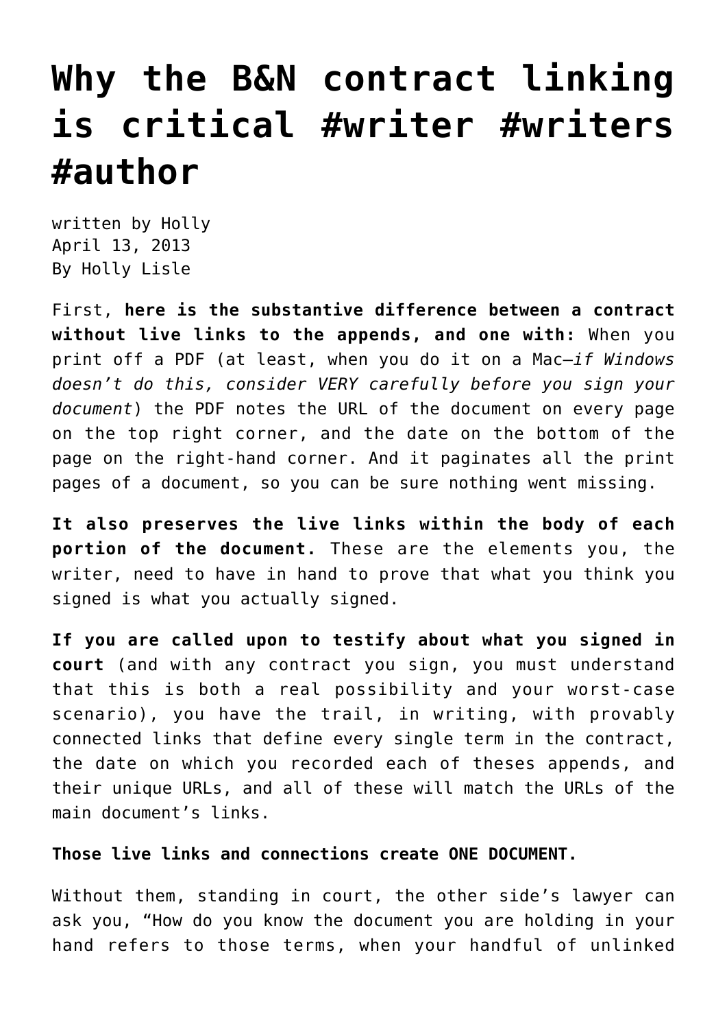# Why the B&N contract linking is critical #writer #writers #author

written by Holly
April 13, 2013
By Holly Lisle

First, **here is the substantive difference between a contract without live links to the appends, and one with:** When you print off a PDF (at least, when you do it on a Mac—*if Windows doesn't do this, consider VERY carefully before you sign your document*) the PDF notes the URL of the document on every page on the top right corner, and the date on the bottom of the page on the right-hand corner. And it paginates all the print pages of a document, so you can be sure nothing went missing.

**It also preserves the live links within the body of each portion of the document.** These are the elements you, the writer, need to have in hand to prove that what you think you signed is what you actually signed.

**If you are called upon to testify about what you signed in court** (and with any contract you sign, you must understand that this is both a real possibility and your worst-case scenario), you have the trail, in writing, with provably connected links that define every single term in the contract, the date on which you recorded each of theses appends, and their unique URLs, and all of these will match the URLs of the main document's links.

**Those live links and connections create ONE DOCUMENT.**

Without them, standing in court, the other side's lawyer can ask you, "How do you know the document you are holding in your hand refers to those terms, when your handful of unlinked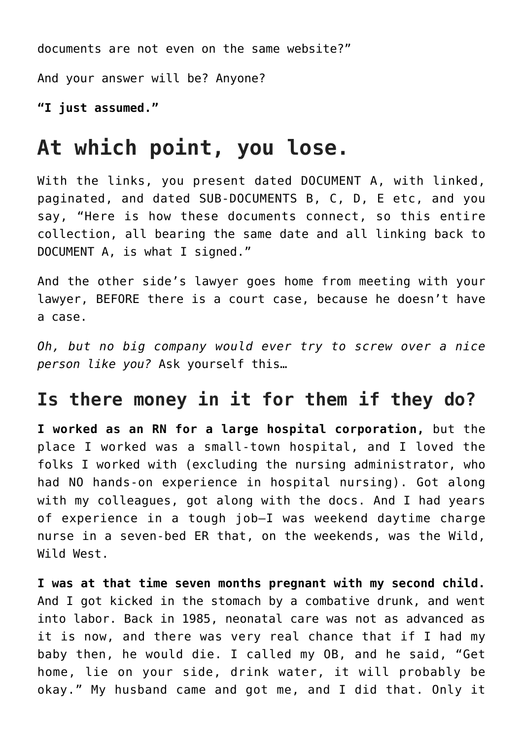documents are not even on the same website?"

And your answer will be? Anyone?

**"I just assumed."**

# At which point, you lose.

With the links, you present dated DOCUMENT A, with linked, paginated, and dated SUB-DOCUMENTS B, C, D, E etc, and you say, "Here is how these documents connect, so this entire collection, all bearing the same date and all linking back to DOCUMENT A, is what I signed."

And the other side's lawyer goes home from meeting with your lawyer, BEFORE there is a court case, because he doesn't have a case.

*Oh, but no big company would ever try to screw over a nice person like you?* Ask yourself this…

## Is there money in it for them if they do?

**I worked as an RN for a large hospital corporation,** but the place I worked was a small-town hospital, and I loved the folks I worked with (excluding the nursing administrator, who had NO hands-on experience in hospital nursing). Got along with my colleagues, got along with the docs. And I had years of experience in a tough job—I was weekend daytime charge nurse in a seven-bed ER that, on the weekends, was the Wild, Wild West.

**I was at that time seven months pregnant with my second child.** And I got kicked in the stomach by a combative drunk, and went into labor. Back in 1985, neonatal care was not as advanced as it is now, and there was very real chance that if I had my baby then, he would die. I called my OB, and he said, "Get home, lie on your side, drink water, it will probably be okay." My husband came and got me, and I did that. Only it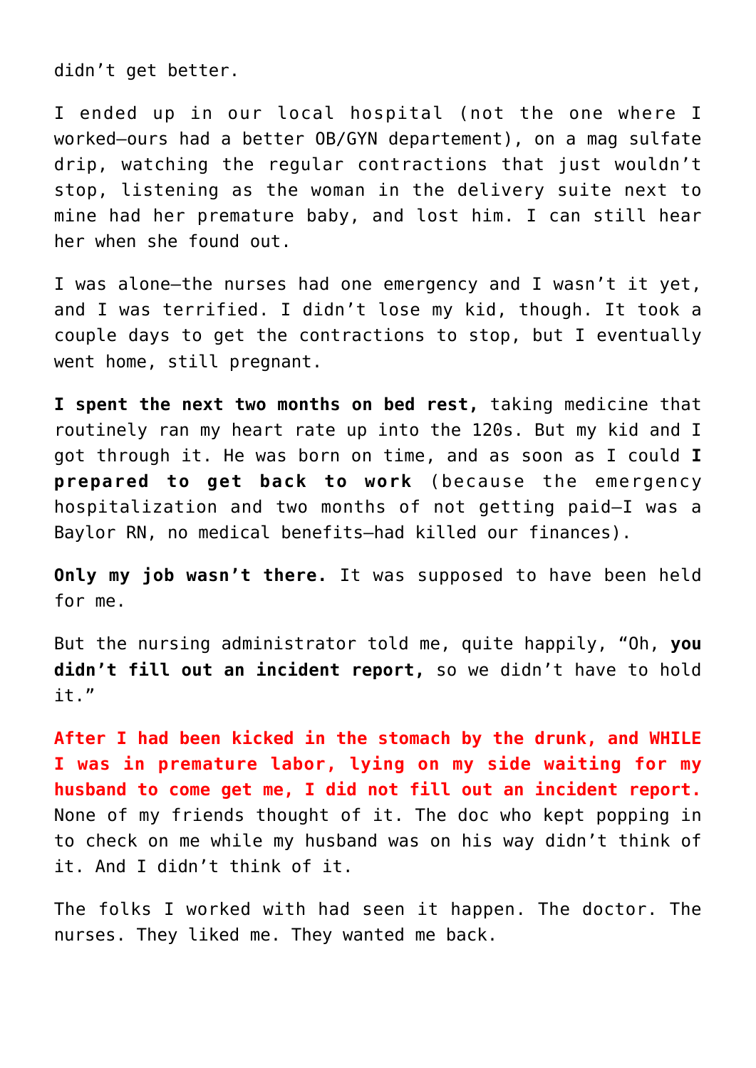didn't get better.

I ended up in our local hospital (not the one where I worked—ours had a better OB/GYN departement), on a mag sulfate drip, watching the regular contractions that just wouldn't stop, listening as the woman in the delivery suite next to mine had her premature baby, and lost him. I can still hear her when she found out.

I was alone—the nurses had one emergency and I wasn't it yet, and I was terrified. I didn't lose my kid, though. It took a couple days to get the contractions to stop, but I eventually went home, still pregnant.

**I spent the next two months on bed rest,** taking medicine that routinely ran my heart rate up into the 120s. But my kid and I got through it. He was born on time, and as soon as I could **I prepared to get back to work** (because the emergency hospitalization and two months of not getting paid—I was a Baylor RN, no medical benefits—had killed our finances).

**Only my job wasn't there.** It was supposed to have been held for me.

But the nursing administrator told me, quite happily, "Oh, **you didn't fill out an incident report,** so we didn't have to hold it."

**After I had been kicked in the stomach by the drunk, and WHILE I was in premature labor, lying on my side waiting for my husband to come get me, I did not fill out an incident report.** None of my friends thought of it. The doc who kept popping in to check on me while my husband was on his way didn't think of it. And I didn't think of it.

The folks I worked with had seen it happen. The doctor. The nurses. They liked me. They wanted me back.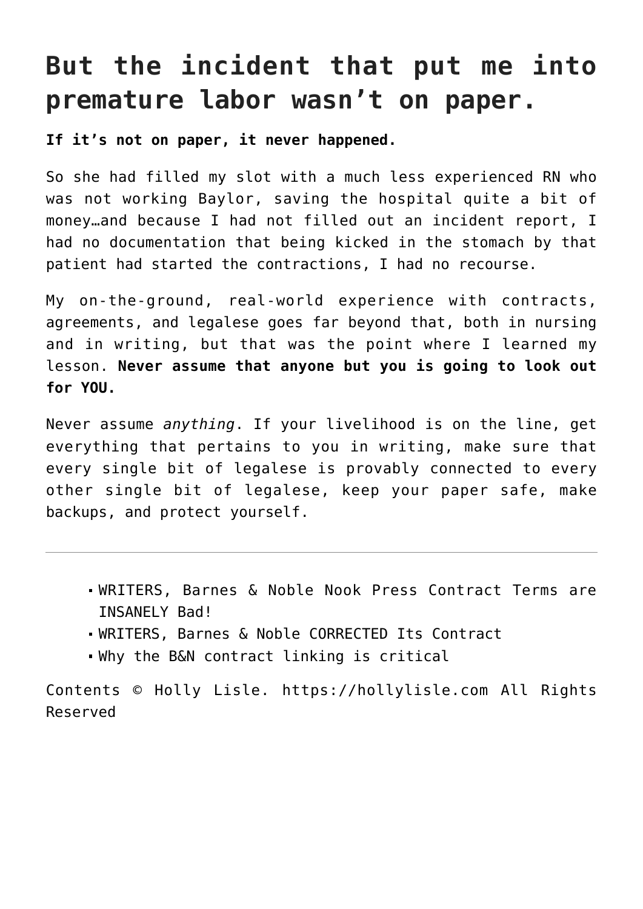## But the incident that put me into premature labor wasn't on paper.

**If it's not on paper, it never happened.**

So she had filled my slot with a much less experienced RN who was not working Baylor, saving the hospital quite a bit of money…and because I had not filled out an incident report, I had no documentation that being kicked in the stomach by that patient had started the contractions, I had no recourse.

My on-the-ground, real-world experience with contracts, agreements, and legalese goes far beyond that, both in nursing and in writing, but that was the point where I learned my lesson. **Never assume that anyone but you is going to look out for YOU.**

Never assume *anything*. If your livelihood is on the line, get everything that pertains to you in writing, make sure that every single bit of legalese is provably connected to every other single bit of legalese, keep your paper safe, make backups, and protect yourself.

---

- WRITERS, Barnes & Noble Nook Press Contract Terms are INSANELY Bad!
- WRITERS, Barnes & Noble CORRECTED Its Contract
- Why the B&N contract linking is critical

Contents © Holly Lisle. https://hollylisle.com All Rights Reserved